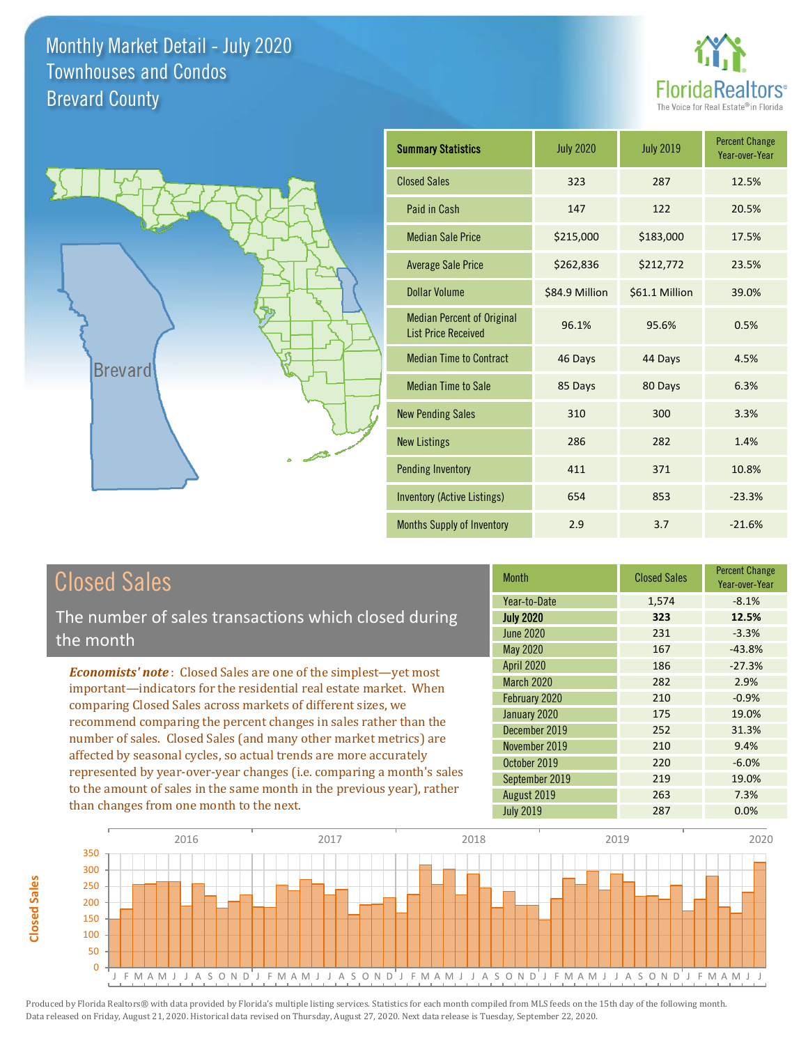# Monthly Market Detail - July 2020
## Townhouses and Condos
## Brevard County

FloridaRealtors® The Voice for Real Estate® in Florida

| Summary Statistics | July 2020 | July 2019 | Percent Change Year-over-Year |
|---|---|---|---|
| Closed Sales | 323 | 287 | 12.5% |
| Paid in Cash | 147 | 122 | 20.5% |
| Median Sale Price | $215,000 | $183,000 | 17.5% |
| Average Sale Price | $262,836 | $212,772 | 23.5% |
| Dollar Volume | $84.9 Million | $61.1 Million | 39.0% |
| Median Percent of Original List Price Received | 96.1% | 95.6% | 0.5% |
| Median Time to Contract | 46 Days | 44 Days | 4.5% |
| Median Time to Sale | 85 Days | 80 Days | 6.3% |
| New Pending Sales | 310 | 300 | 3.3% |
| New Listings | 286 | 282 | 1.4% |
| Pending Inventory | 411 | 371 | 10.8% |
| Inventory (Active Listings) | 654 | 853 | -23.3% |
| Months Supply of Inventory | 2.9 | 3.7 | -21.6% |

## Closed Sales

The number of sales transactions which closed during the month

*Economists' note*: Closed Sales are one of the simplest—yet most important—indicators for the residential real estate market. When comparing Closed Sales across markets of different sizes, we recommend comparing the percent changes in sales rather than the number of sales. Closed Sales (and many other market metrics) are affected by seasonal cycles, so actual trends are more accurately represented by year-over-year changes (i.e. comparing a month's sales to the amount of sales in the same month in the previous year), rather than changes from one month to the next.

| Month | Closed Sales | Percent Change Year-over-Year |
|---|---|---|
| Year-to-Date | 1,574 | -8.1% |
| **July 2020** | **323** | **12.5%** |
| June 2020 | 231 | -3.3% |
| May 2020 | 167 | -43.8% |
| April 2020 | 186 | -27.3% |
| March 2020 | 282 | 2.9% |
| February 2020 | 210 | -0.9% |
| January 2020 | 175 | 19.0% |
| December 2019 | 252 | 31.3% |
| November 2019 | 210 | 9.4% |
| October 2019 | 220 | -6.0% |
| September 2019 | 219 | 19.0% |
| August 2019 | 263 | 7.3% |
| July 2019 | 287 | 0.0% |

Produced by Florida Realtors® with data provided by Florida's multiple listing services. Statistics for each month compiled from MLS feeds on the 15th day of the following month. Data released on Friday, August 21, 2020. Historical data revised on Thursday, August 27, 2020. Next data release is Tuesday, September 22, 2020.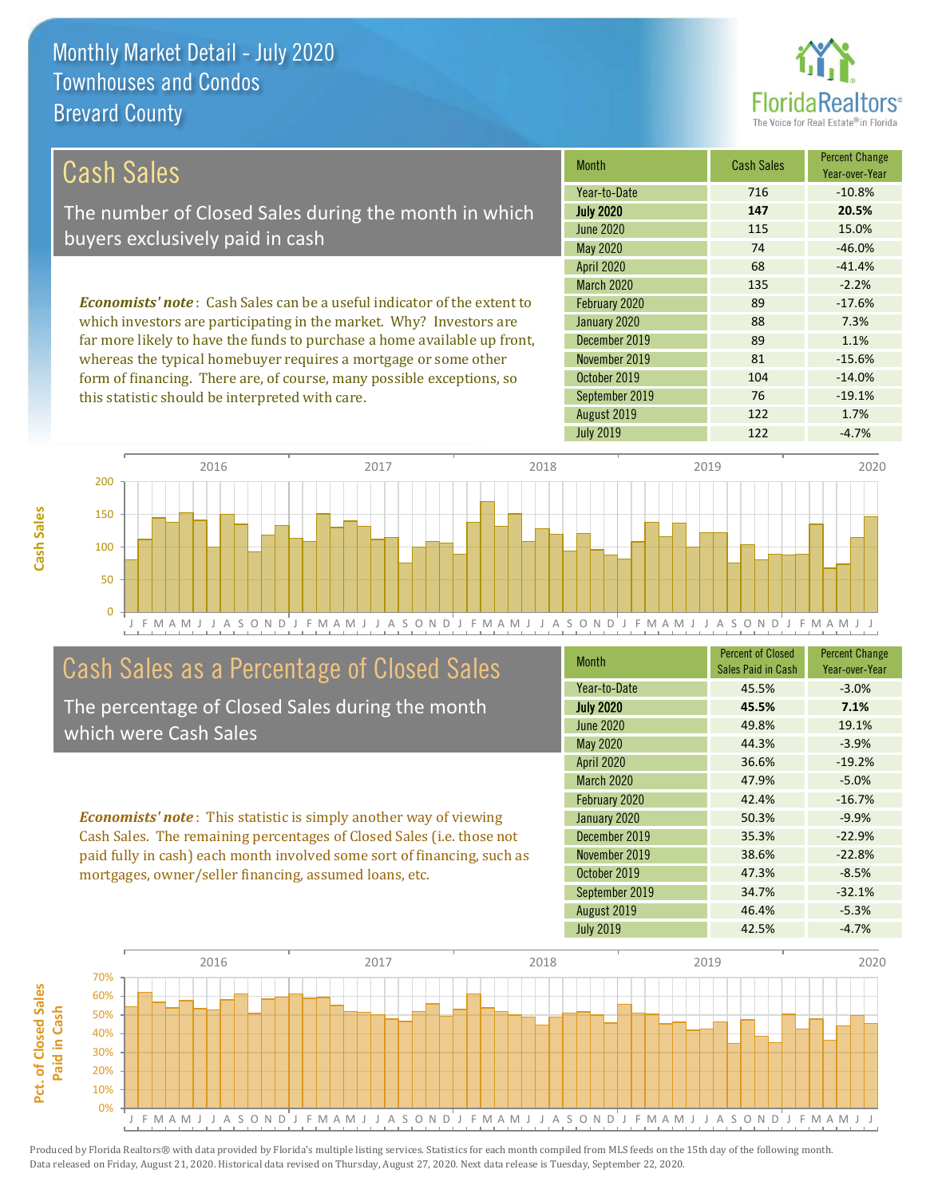# Monthly Market Detail - July 2020
## Townhouses and Condos
## Brevard County

## Cash Sales

The number of Closed Sales during the month in which buyers exclusively paid in cash

*Economists' note*: Cash Sales can be a useful indicator of the extent to which investors are participating in the market. Why? Investors are far more likely to have the funds to purchase a home available up front, whereas the typical homebuyer requires a mortgage or some other form of financing. There are, of course, many possible exceptions, so this statistic should be interpreted with care.

| Month | Cash Sales | Percent Change Year-over-Year |
|---|---|---|
| Year-to-Date | 716 | -10.8% |
| **July 2020** | **147** | **20.5%** |
| June 2020 | 115 | 15.0% |
| May 2020 | 74 | -46.0% |
| April 2020 | 68 | -41.4% |
| March 2020 | 135 | -2.2% |
| February 2020 | 89 | -17.6% |
| January 2020 | 88 | 7.3% |
| December 2019 | 89 | 1.1% |
| November 2019 | 81 | -15.6% |
| October 2019 | 104 | -14.0% |
| September 2019 | 76 | -19.1% |
| August 2019 | 122 | 1.7% |
| July 2019 | 122 | -4.7% |

## Cash Sales as a Percentage of Closed Sales

The percentage of Closed Sales during the month which were Cash Sales

*Economists' note*: This statistic is simply another way of viewing Cash Sales. The remaining percentages of Closed Sales (i.e. those not paid fully in cash) each month involved some sort of financing, such as mortgages, owner/seller financing, assumed loans, etc.

| Month | Percent of Closed Sales Paid in Cash | Percent Change Year-over-Year |
|---|---|---|
| Year-to-Date | 45.5% | -3.0% |
| **July 2020** | **45.5%** | **7.1%** |
| June 2020 | 49.8% | 19.1% |
| May 2020 | 44.3% | -3.9% |
| April 2020 | 36.6% | -19.2% |
| March 2020 | 47.9% | -5.0% |
| February 2020 | 42.4% | -16.7% |
| January 2020 | 50.3% | -9.9% |
| December 2019 | 35.3% | -22.9% |
| November 2019 | 38.6% | -22.8% |
| October 2019 | 47.3% | -8.5% |
| September 2019 | 34.7% | -32.1% |
| August 2019 | 46.4% | -5.3% |
| July 2019 | 42.5% | -4.7% |

Produced by Florida Realtors® with data provided by Florida's multiple listing services. Statistics for each month compiled from MLS feeds on the 15th day of the following month. Data released on Friday, August 21, 2020. Historical data revised on Thursday, August 27, 2020. Next data release is Tuesday, September 22, 2020.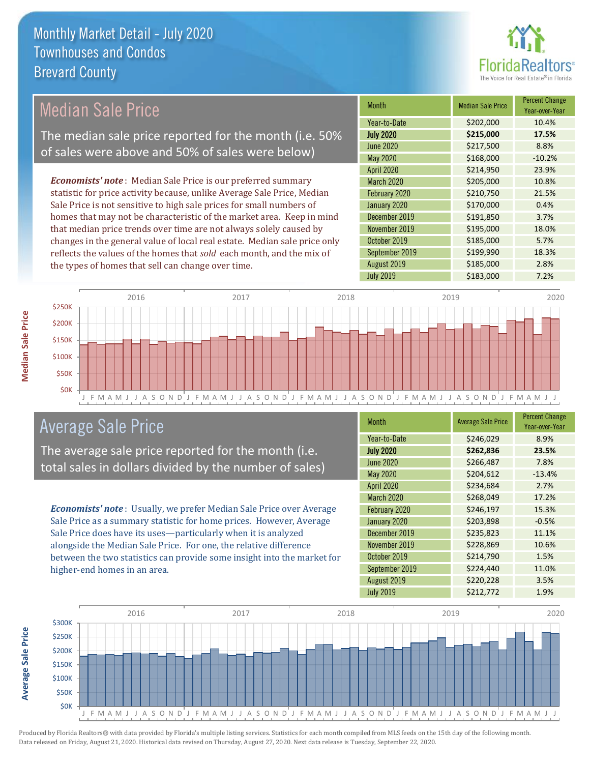# Monthly Market Detail - July 2020
## Townhouses and Condos
## Brevard County

## Median Sale Price

The median sale price reported for the month (i.e. 50% of sales were above and 50% of sales were below)

*Economists' note*: Median Sale Price is our preferred summary statistic for price activity because, unlike Average Sale Price, Median Sale Price is not sensitive to high sale prices for small numbers of homes that may not be characteristic of the market area. Keep in mind that median price trends over time are not always solely caused by changes in the general value of local real estate. Median sale price only reflects the values of the homes that *sold* each month, and the mix of the types of homes that sell can change over time.

| Month | Median Sale Price | Percent Change Year-over-Year |
|---|---|---|
| Year-to-Date | $202,000 | 10.4% |
| **July 2020** | **$215,000** | **17.5%** |
| June 2020 | $217,500 | 8.8% |
| May 2020 | $168,000 | -10.2% |
| April 2020 | $214,950 | 23.9% |
| March 2020 | $205,000 | 10.8% |
| February 2020 | $210,750 | 21.5% |
| January 2020 | $170,000 | 0.4% |
| December 2019 | $191,850 | 3.7% |
| November 2019 | $195,000 | 18.0% |
| October 2019 | $185,000 | 5.7% |
| September 2019 | $199,990 | 18.3% |
| August 2019 | $185,000 | 2.8% |
| July 2019 | $183,000 | 7.2% |

## Average Sale Price

The average sale price reported for the month (i.e. total sales in dollars divided by the number of sales)

*Economists' note*: Usually, we prefer Median Sale Price over Average Sale Price as a summary statistic for home prices. However, Average Sale Price does have its uses—particularly when it is analyzed alongside the Median Sale Price. For one, the relative difference between the two statistics can provide some insight into the market for higher-end homes in an area.

| Month | Average Sale Price | Percent Change Year-over-Year |
|---|---|---|
| Year-to-Date | $246,029 | 8.9% |
| **July 2020** | **$262,836** | **23.5%** |
| June 2020 | $266,487 | 7.8% |
| May 2020 | $204,612 | -13.4% |
| April 2020 | $234,684 | 2.7% |
| March 2020 | $268,049 | 17.2% |
| February 2020 | $246,197 | 15.3% |
| January 2020 | $203,898 | -0.5% |
| December 2019 | $235,823 | 11.1% |
| November 2019 | $228,869 | 10.6% |
| October 2019 | $214,790 | 1.5% |
| September 2019 | $224,440 | 11.0% |
| August 2019 | $220,228 | 3.5% |
| July 2019 | $212,772 | 1.9% |

Produced by Florida Realtors® with data provided by Florida's multiple listing services. Statistics for each month compiled from MLS feeds on the 15th day of the following month. Data released on Friday, August 21, 2020. Historical data revised on Thursday, August 27, 2020. Next data release is Tuesday, September 22, 2020.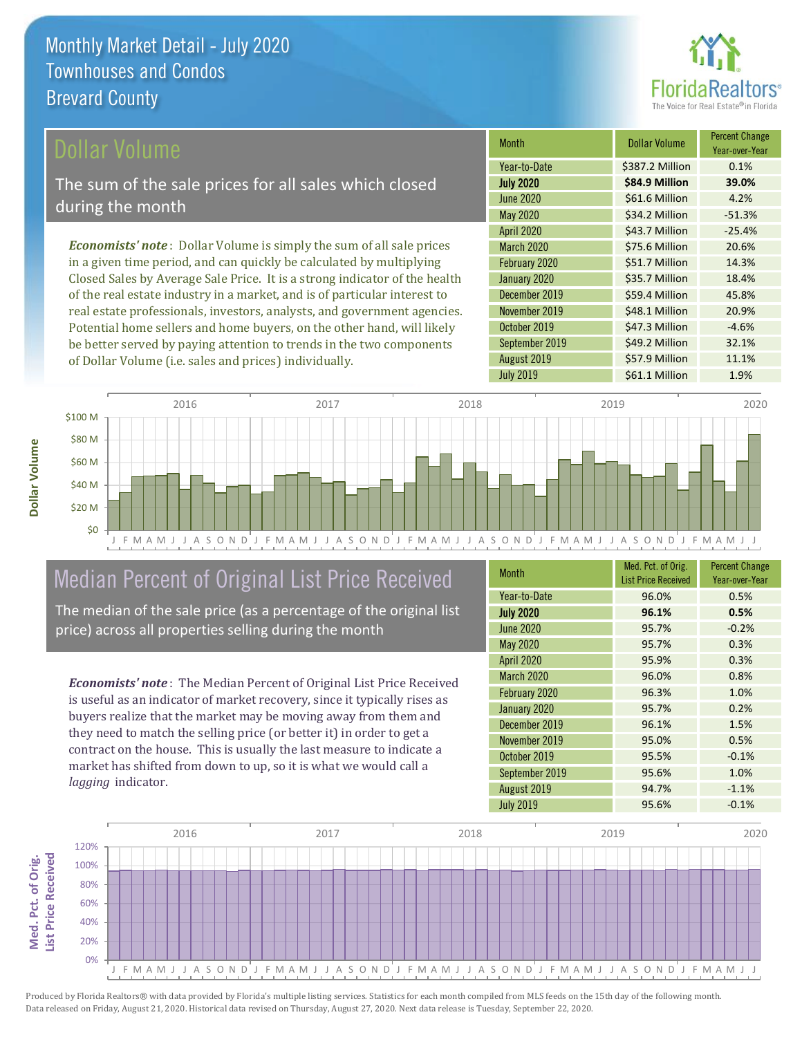# Monthly Market Detail - July 2020
## Townhouses and Condos
## Brevard County

## Dollar Volume

The sum of the sale prices for all sales which closed during the month

***Economists' note***: Dollar Volume is simply the sum of all sale prices in a given time period, and can quickly be calculated by multiplying Closed Sales by Average Sale Price. It is a strong indicator of the health of the real estate industry in a market, and is of particular interest to real estate professionals, investors, analysts, and government agencies. Potential home sellers and home buyers, on the other hand, will likely be better served by paying attention to trends in the two components of Dollar Volume (i.e. sales and prices) individually.

| Month | Dollar Volume | Percent Change Year-over-Year |
|---|---|---|
| Year-to-Date | $387.2 Million | 0.1% |
| **July 2020** | **$84.9 Million** | **39.0%** |
| June 2020 | $61.6 Million | 4.2% |
| May 2020 | $34.2 Million | -51.3% |
| April 2020 | $43.7 Million | -25.4% |
| March 2020 | $75.6 Million | 20.6% |
| February 2020 | $51.7 Million | 14.3% |
| January 2020 | $35.7 Million | 18.4% |
| December 2019 | $59.4 Million | 45.8% |
| November 2019 | $48.1 Million | 20.9% |
| October 2019 | $47.3 Million | -4.6% |
| September 2019 | $49.2 Million | 32.1% |
| August 2019 | $57.9 Million | 11.1% |
| July 2019 | $61.1 Million | 1.9% |

## Median Percent of Original List Price Received

The median of the sale price (as a percentage of the original list price) across all properties selling during the month

***Economists' note***: The Median Percent of Original List Price Received is useful as an indicator of market recovery, since it typically rises as buyers realize that the market may be moving away from them and they need to match the selling price (or better it) in order to get a contract on the house. This is usually the last measure to indicate a market has shifted from down to up, so it is what we would call a *lagging* indicator.

| Month | Med. Pct. of Orig. List Price Received | Percent Change Year-over-Year |
|---|---|---|
| Year-to-Date | 96.0% | 0.5% |
| **July 2020** | **96.1%** | **0.5%** |
| June 2020 | 95.7% | -0.2% |
| May 2020 | 95.7% | 0.3% |
| April 2020 | 95.9% | 0.3% |
| March 2020 | 96.0% | 0.8% |
| February 2020 | 96.3% | 1.0% |
| January 2020 | 95.7% | 0.2% |
| December 2019 | 96.1% | 1.5% |
| November 2019 | 95.0% | 0.5% |
| October 2019 | 95.5% | -0.1% |
| September 2019 | 95.6% | 1.0% |
| August 2019 | 94.7% | -1.1% |
| July 2019 | 95.6% | -0.1% |

Produced by Florida Realtors® with data provided by Florida's multiple listing services. Statistics for each month compiled from MLS feeds on the 15th day of the following month. Data released on Friday, August 21, 2020. Historical data revised on Thursday, August 27, 2020. Next data release is Tuesday, September 22, 2020.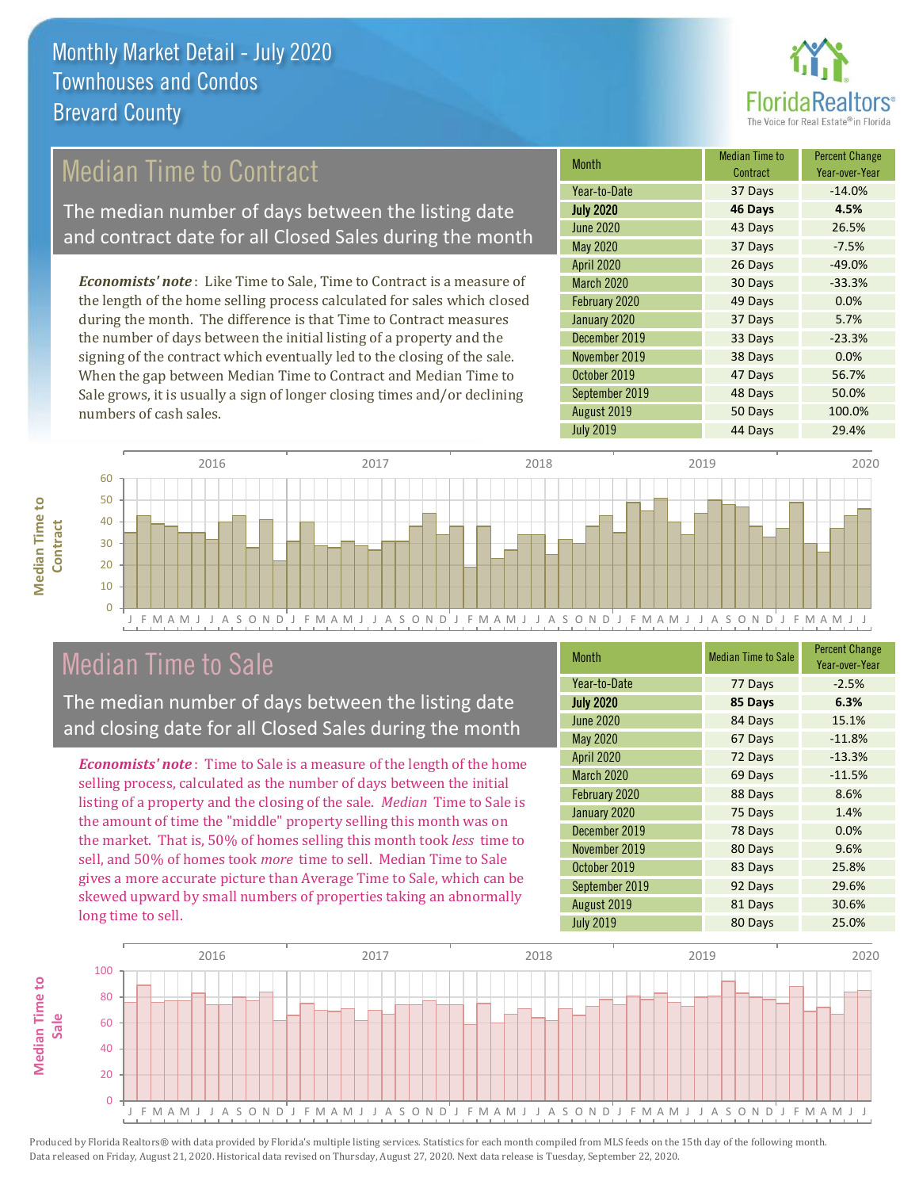# Monthly Market Detail - July 2020
## Townhouses and Condos
## Brevard County

## Median Time to Contract

The median number of days between the listing date and contract date for all Closed Sales during the month

*Economists' note*: Like Time to Sale, Time to Contract is a measure of the length of the home selling process calculated for sales which closed during the month. The difference is that Time to Contract measures the number of days between the initial listing of a property and the signing of the contract which eventually led to the closing of the sale. When the gap between Median Time to Contract and Median Time to Sale grows, it is usually a sign of longer closing times and/or declining numbers of cash sales.

| Month | Median Time to Contract | Percent Change Year-over-Year |
|---|---|---|
| Year-to-Date | 37 Days | -14.0% |
| **July 2020** | **46 Days** | **4.5%** |
| June 2020 | 43 Days | 26.5% |
| May 2020 | 37 Days | -7.5% |
| April 2020 | 26 Days | -49.0% |
| March 2020 | 30 Days | -33.3% |
| February 2020 | 49 Days | 0.0% |
| January 2020 | 37 Days | 5.7% |
| December 2019 | 33 Days | -23.3% |
| November 2019 | 38 Days | 0.0% |
| October 2019 | 47 Days | 56.7% |
| September 2019 | 48 Days | 50.0% |
| August 2019 | 50 Days | 100.0% |
| July 2019 | 44 Days | 29.4% |

## Median Time to Sale

The median number of days between the listing date and closing date for all Closed Sales during the month

*Economists' note*: Time to Sale is a measure of the length of the home selling process, calculated as the number of days between the initial listing of a property and the closing of the sale. *Median* Time to Sale is the amount of time the "middle" property selling this month was on the market. That is, 50% of homes selling this month took *less* time to sell, and 50% of homes took *more* time to sell. Median Time to Sale gives a more accurate picture than Average Time to Sale, which can be skewed upward by small numbers of properties taking an abnormally long time to sell.

| Month | Median Time to Sale | Percent Change Year-over-Year |
|---|---|---|
| Year-to-Date | 77 Days | -2.5% |
| **July 2020** | **85 Days** | **6.3%** |
| June 2020 | 84 Days | 15.1% |
| May 2020 | 67 Days | -11.8% |
| April 2020 | 72 Days | -13.3% |
| March 2020 | 69 Days | -11.5% |
| February 2020 | 88 Days | 8.6% |
| January 2020 | 75 Days | 1.4% |
| December 2019 | 78 Days | 0.0% |
| November 2019 | 80 Days | 9.6% |
| October 2019 | 83 Days | 25.8% |
| September 2019 | 92 Days | 29.6% |
| August 2019 | 81 Days | 30.6% |
| July 2019 | 80 Days | 25.0% |

Produced by Florida Realtors® with data provided by Florida's multiple listing services. Statistics for each month compiled from MLS feeds on the 15th day of the following month. Data released on Friday, August 21, 2020. Historical data revised on Thursday, August 27, 2020. Next data release is Tuesday, September 22, 2020.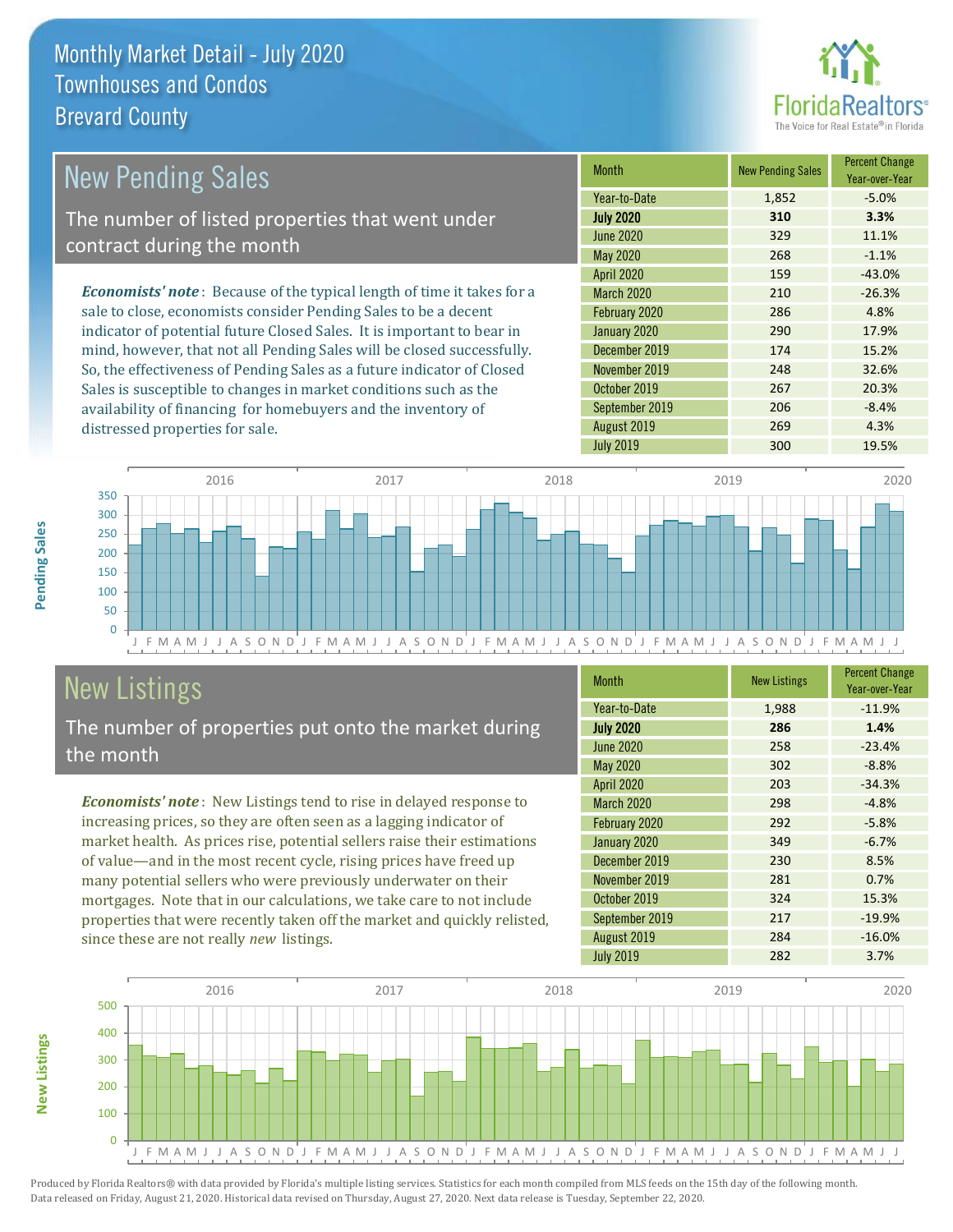# Monthly Market Detail - July 2020
## Townhouses and Condos
## Brevard County

## New Pending Sales

The number of listed properties that went under contract during the month

*Economists' note*: Because of the typical length of time it takes for a sale to close, economists consider Pending Sales to be a decent indicator of potential future Closed Sales. It is important to bear in mind, however, that not all Pending Sales will be closed successfully. So, the effectiveness of Pending Sales as a future indicator of Closed Sales is susceptible to changes in market conditions such as the availability of financing for homebuyers and the inventory of distressed properties for sale.

| Month | New Pending Sales | Percent Change Year-over-Year |
|---|---|---|
| Year-to-Date | 1,852 | -5.0% |
| **July 2020** | **310** | **3.3%** |
| June 2020 | 329 | 11.1% |
| May 2020 | 268 | -1.1% |
| April 2020 | 159 | -43.0% |
| March 2020 | 210 | -26.3% |
| February 2020 | 286 | 4.8% |
| January 2020 | 290 | 17.9% |
| December 2019 | 174 | 15.2% |
| November 2019 | 248 | 32.6% |
| October 2019 | 267 | 20.3% |
| September 2019 | 206 | -8.4% |
| August 2019 | 269 | 4.3% |
| July 2019 | 300 | 19.5% |

## New Listings

The number of properties put onto the market during the month

*Economists' note*: New Listings tend to rise in delayed response to increasing prices, so they are often seen as a lagging indicator of market health. As prices rise, potential sellers raise their estimations of value—and in the most recent cycle, rising prices have freed up many potential sellers who were previously underwater on their mortgages. Note that in our calculations, we take care to not include properties that were recently taken off the market and quickly relisted, since these are not really *new* listings.

| Month | New Listings | Percent Change Year-over-Year |
|---|---|---|
| Year-to-Date | 1,988 | -11.9% |
| **July 2020** | **286** | **1.4%** |
| June 2020 | 258 | -23.4% |
| May 2020 | 302 | -8.8% |
| April 2020 | 203 | -34.3% |
| March 2020 | 298 | -4.8% |
| February 2020 | 292 | -5.8% |
| January 2020 | 349 | -6.7% |
| December 2019 | 230 | 8.5% |
| November 2019 | 281 | 0.7% |
| October 2019 | 324 | 15.3% |
| September 2019 | 217 | -19.9% |
| August 2019 | 284 | -16.0% |
| July 2019 | 282 | 3.7% |

Produced by Florida Realtors® with data provided by Florida's multiple listing services. Statistics for each month compiled from MLS feeds on the 15th day of the following month. Data released on Friday, August 21, 2020. Historical data revised on Thursday, August 27, 2020. Next data release is Tuesday, September 22, 2020.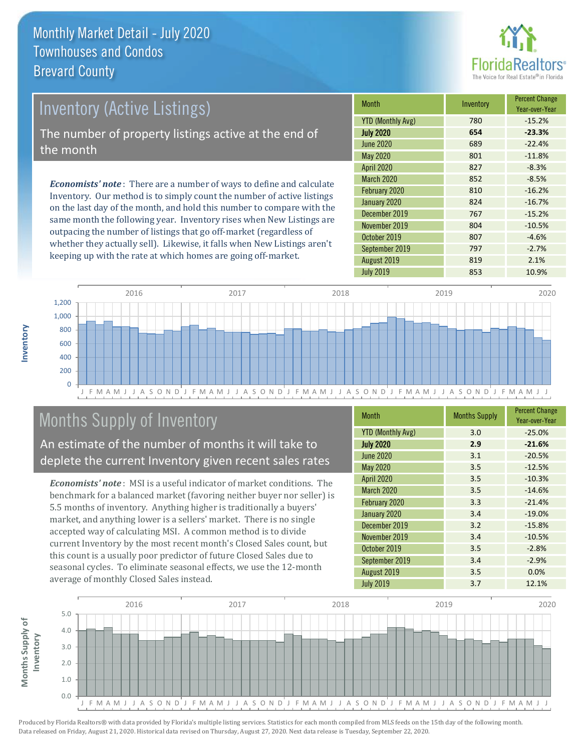# Monthly Market Detail - July 2020
## Townhouses and Condos
## Brevard County

## Inventory (Active Listings)

The number of property listings active at the end of the month

***Economists' note***: There are a number of ways to define and calculate Inventory. Our method is to simply count the number of active listings on the last day of the month, and hold this number to compare with the same month the following year. Inventory rises when New Listings are outpacing the number of listings that go off-market (regardless of whether they actually sell). Likewise, it falls when New Listings aren't keeping up with the rate at which homes are going off-market.

| Month | Inventory | Percent Change Year-over-Year |
|---|---|---|
| YTD (Monthly Avg) | 780 | -15.2% |
| **July 2020** | **654** | **-23.3%** |
| June 2020 | 689 | -22.4% |
| May 2020 | 801 | -11.8% |
| April 2020 | 827 | -8.3% |
| March 2020 | 852 | -8.5% |
| February 2020 | 810 | -16.2% |
| January 2020 | 824 | -16.7% |
| December 2019 | 767 | -15.2% |
| November 2019 | 804 | -10.5% |
| October 2019 | 807 | -4.6% |
| September 2019 | 797 | -2.7% |
| August 2019 | 819 | 2.1% |
| July 2019 | 853 | 10.9% |

## Months Supply of Inventory

An estimate of the number of months it will take to deplete the current Inventory given recent sales rates

***Economists' note***: MSI is a useful indicator of market conditions. The benchmark for a balanced market (favoring neither buyer nor seller) is 5.5 months of inventory. Anything higher is traditionally a buyers' market, and anything lower is a sellers' market. There is no single accepted way of calculating MSI. A common method is to divide current Inventory by the most recent month's Closed Sales count, but this count is a usually poor predictor of future Closed Sales due to seasonal cycles. To eliminate seasonal effects, we use the 12-month average of monthly Closed Sales instead.

| Month | Months Supply | Percent Change Year-over-Year |
|---|---|---|
| YTD (Monthly Avg) | 3.0 | -25.0% |
| **July 2020** | **2.9** | **-21.6%** |
| June 2020 | 3.1 | -20.5% |
| May 2020 | 3.5 | -12.5% |
| April 2020 | 3.5 | -10.3% |
| March 2020 | 3.5 | -14.6% |
| February 2020 | 3.3 | -21.4% |
| January 2020 | 3.4 | -19.0% |
| December 2019 | 3.2 | -15.8% |
| November 2019 | 3.4 | -10.5% |
| October 2019 | 3.5 | -2.8% |
| September 2019 | 3.4 | -2.9% |
| August 2019 | 3.5 | 0.0% |
| July 2019 | 3.7 | 12.1% |

Produced by Florida Realtors® with data provided by Florida's multiple listing services. Statistics for each month compiled from MLS feeds on the 15th day of the following month. Data released on Friday, August 21, 2020. Historical data revised on Thursday, August 27, 2020. Next data release is Tuesday, September 22, 2020.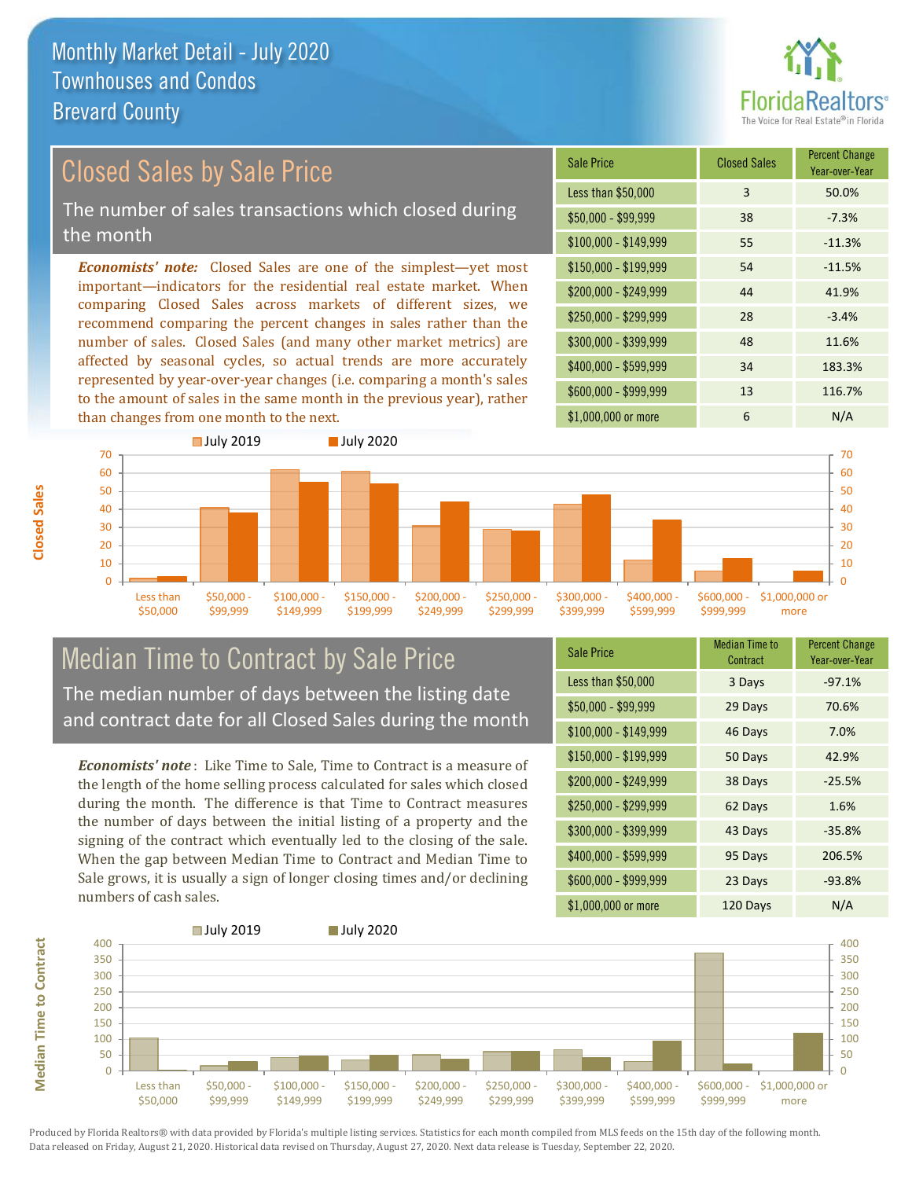# Monthly Market Detail - July 2020
## Townhouses and Condos
## Brevard County

FloridaRealtors®
The Voice for Real Estate® in Florida

## Closed Sales by Sale Price

The number of sales transactions which closed during the month

*Economists' note:* Closed Sales are one of the simplest—yet most important—indicators for the residential real estate market. When comparing Closed Sales across markets of different sizes, we recommend comparing the percent changes in sales rather than the number of sales. Closed Sales (and many other market metrics) are affected by seasonal cycles, so actual trends are more accurately represented by year-over-year changes (i.e. comparing a month's sales to the amount of sales in the same month in the previous year), rather than changes from one month to the next.

| Sale Price | Closed Sales | Percent Change Year-over-Year |
|---|---|---|
| Less than $50,000 | 3 | 50.0% |
| $50,000 - $99,999 | 38 | -7.3% |
| $100,000 - $149,999 | 55 | -11.3% |
| $150,000 - $199,999 | 54 | -11.5% |
| $200,000 - $249,999 | 44 | 41.9% |
| $250,000 - $299,999 | 28 | -3.4% |
| $300,000 - $399,999 | 48 | 11.6% |
| $400,000 - $599,999 | 34 | 183.3% |
| $600,000 - $999,999 | 13 | 116.7% |
| $1,000,000 or more | 6 | N/A |

## Median Time to Contract by Sale Price

The median number of days between the listing date and contract date for all Closed Sales during the month

*Economists' note*: Like Time to Sale, Time to Contract is a measure of the length of the home selling process calculated for sales which closed during the month. The difference is that Time to Contract measures the number of days between the initial listing of a property and the signing of the contract which eventually led to the closing of the sale. When the gap between Median Time to Contract and Median Time to Sale grows, it is usually a sign of longer closing times and/or declining numbers of cash sales.

| Sale Price | Median Time to Contract | Percent Change Year-over-Year |
|---|---|---|
| Less than $50,000 | 3 Days | -97.1% |
| $50,000 - $99,999 | 29 Days | 70.6% |
| $100,000 - $149,999 | 46 Days | 7.0% |
| $150,000 - $199,999 | 50 Days | 42.9% |
| $200,000 - $249,999 | 38 Days | -25.5% |
| $250,000 - $299,999 | 62 Days | 1.6% |
| $300,000 - $399,999 | 43 Days | -35.8% |
| $400,000 - $599,999 | 95 Days | 206.5% |
| $600,000 - $999,999 | 23 Days | -93.8% |
| $1,000,000 or more | 120 Days | N/A |

Produced by Florida Realtors® with data provided by Florida's multiple listing services. Statistics for each month compiled from MLS feeds on the 15th day of the following month. Data released on Friday, August 21, 2020. Historical data revised on Thursday, August 27, 2020. Next data release is Tuesday, September 22, 2020.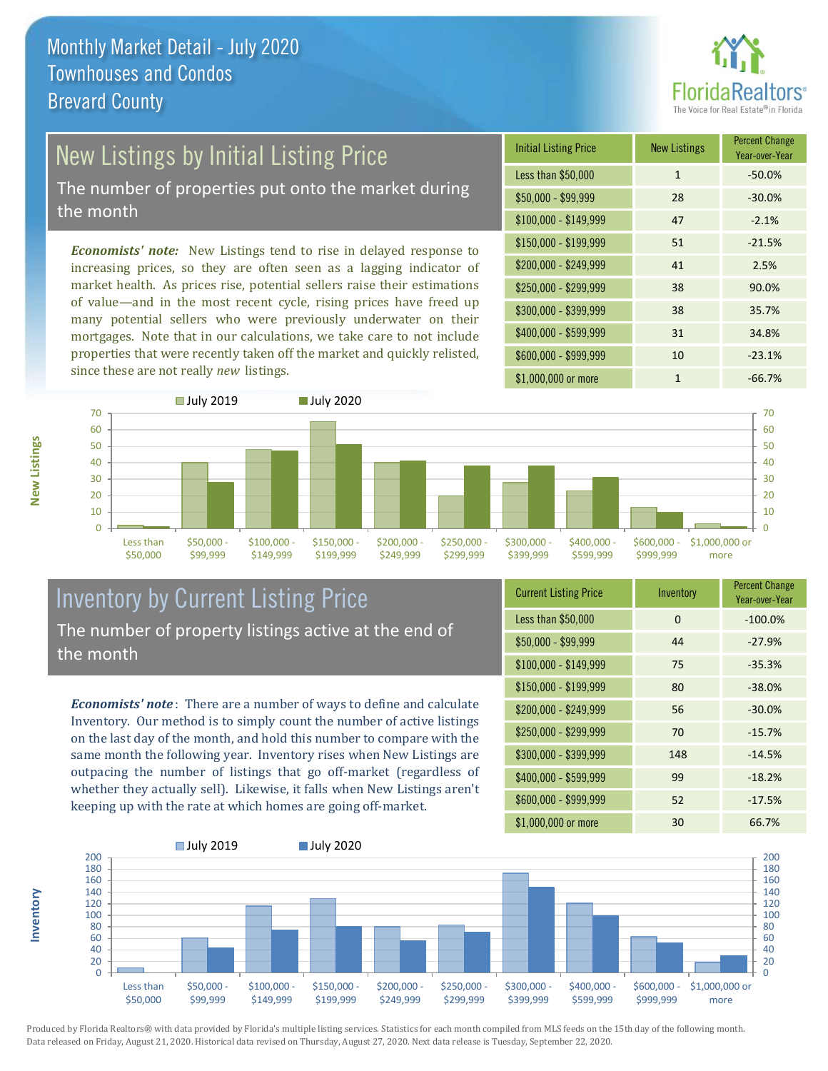# Monthly Market Detail - July 2020
## Townhouses and Condos
## Brevard County

## New Listings by Initial Listing Price

The number of properties put onto the market during the month

*Economists' note:* New Listings tend to rise in delayed response to increasing prices, so they are often seen as a lagging indicator of market health. As prices rise, potential sellers raise their estimations of value—and in the most recent cycle, rising prices have freed up many potential sellers who were previously underwater on their mortgages. Note that in our calculations, we take care to not include properties that were recently taken off the market and quickly relisted, since these are not really *new* listings.

| Initial Listing Price | New Listings | Percent Change Year-over-Year |
|---|---|---|
| Less than $50,000 | 1 | -50.0% |
| $50,000 - $99,999 | 28 | -30.0% |
| $100,000 - $149,999 | 47 | -2.1% |
| $150,000 - $199,999 | 51 | -21.5% |
| $200,000 - $249,999 | 41 | 2.5% |
| $250,000 - $299,999 | 38 | 90.0% |
| $300,000 - $399,999 | 38 | 35.7% |
| $400,000 - $599,999 | 31 | 34.8% |
| $600,000 - $999,999 | 10 | -23.1% |
| $1,000,000 or more | 1 | -66.7% |

## Inventory by Current Listing Price

The number of property listings active at the end of the month

*Economists' note*: There are a number of ways to define and calculate Inventory. Our method is to simply count the number of active listings on the last day of the month, and hold this number to compare with the same month the following year. Inventory rises when New Listings are outpacing the number of listings that go off-market (regardless of whether they actually sell). Likewise, it falls when New Listings aren't keeping up with the rate at which homes are going off-market.

| Current Listing Price | Inventory | Percent Change Year-over-Year |
|---|---|---|
| Less than $50,000 | 0 | -100.0% |
| $50,000 - $99,999 | 44 | -27.9% |
| $100,000 - $149,999 | 75 | -35.3% |
| $150,000 - $199,999 | 80 | -38.0% |
| $200,000 - $249,999 | 56 | -30.0% |
| $250,000 - $299,999 | 70 | -15.7% |
| $300,000 - $399,999 | 148 | -14.5% |
| $400,000 - $599,999 | 99 | -18.2% |
| $600,000 - $999,999 | 52 | -17.5% |
| $1,000,000 or more | 30 | 66.7% |

Produced by Florida Realtors® with data provided by Florida's multiple listing services. Statistics for each month compiled from MLS feeds on the 15th day of the following month. Data released on Friday, August 21, 2020. Historical data revised on Thursday, August 27, 2020. Next data release is Tuesday, September 22, 2020.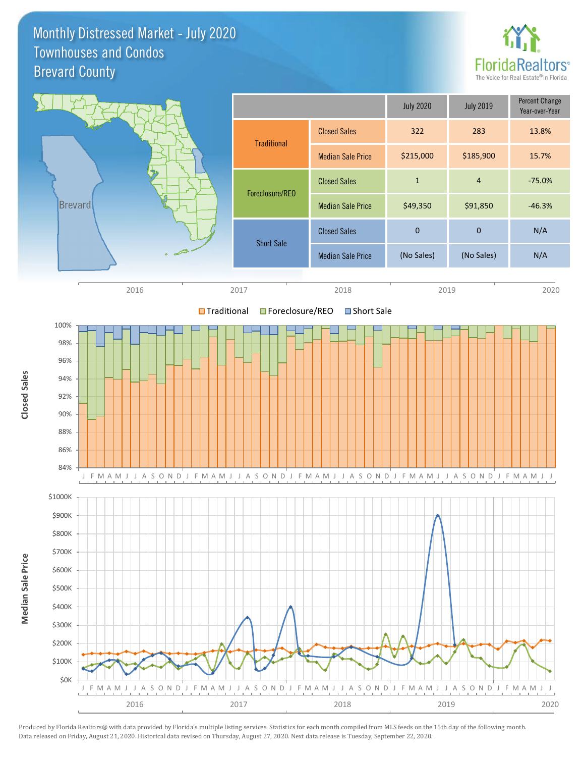# Monthly Distressed Market - July 2020
## Townhouses and Condos
## Brevard County

FloridaRealtors®
The Voice for Real Estate® in Florida

Brevard

| | | July 2020 | July 2019 | Percent Change Year-over-Year |
|---|---|---|---|---|
| Traditional | Closed Sales | 322 | 283 | 13.8% |
| | Median Sale Price | $215,000 | $185,900 | 15.7% |
| Foreclosure/REO | Closed Sales | 1 | 4 | -75.0% |
| | Median Sale Price | $49,350 | $91,850 | -46.3% |
| Short Sale | Closed Sales | 0 | 0 | N/A |
| | Median Sale Price | (No Sales) | (No Sales) | N/A |

2016 2017 2018 2019 2020

Traditional
Foreclosure/REO
Short Sale

Closed Sales

100%
98%
96%
94%
92%
90%
88%
86%
84%

J F M A M J J A S O N D J F M A M J J A S O N D J F M A M J J A S O N D J F M A M J J A S O N D J F M A M J J

Median Sale Price

$1000K
$900K
$800K
$700K
$600K
$500K
$400K
$300K
$200K
$100K
$0K

J F M A M J J A S O N D J F M A M J J A S O N D J F M A M J J A S O N D J F M A M J J A S O N D J F M A M J J

2016 2017 2018 2019 2020

Produced by Florida Realtors® with data provided by Florida's multiple listing services. Statistics for each month compiled from MLS feeds on the 15th day of the following month. Data released on Friday, August 21, 2020. Historical data revised on Thursday, August 27, 2020. Next data release is Tuesday, September 22, 2020.